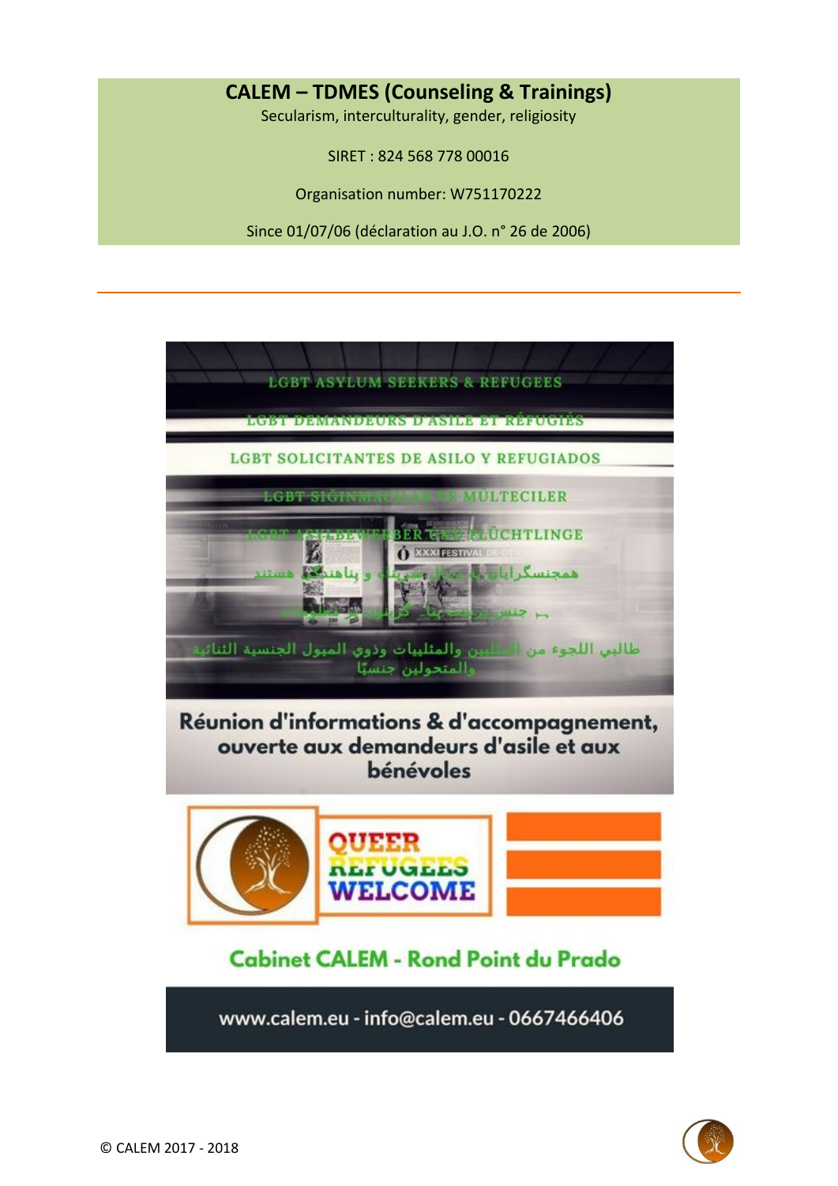**CALEM – TDMES (Counseling & Trainings)**

Secularism, interculturality, gender, religiosity

SIRET : 824 568 778 00016

Organisation number: W751170222

Since 01/07/06 (déclaration au J.O. n° 26 de 2006)

---

LGBT ASYLUM SEEKERS & REFUGEES

LGBT DEMANDEURS D'ASILE ET RÉFUGIÉS

LGBT SOLICITANTES DE ASILO Y REFUGIADOS

LGBT SIĞINMACILAR VE MULTECILER

LGBT ASYLBEWERBER UND FLÜCHTLINGE

همجنسگرایان و دوجنسگرایان و ترنسجندرهای پناهجو و پناهنده مستند

طالبي اللجوء من المثليين والمثليات وذوي الميول الجنسية الثنائية والمتحولين جنسيًا

**Réunion d'informations & d'accompagnement, ouverte aux demandeurs d'asile et aux bénévoles**

QUEER REFUGEES WELCOME

**Cabinet CALEM - Rond Point du Prado**

www.calem.eu - info@calem.eu - 0667466406

© CALEM 2017 - 2018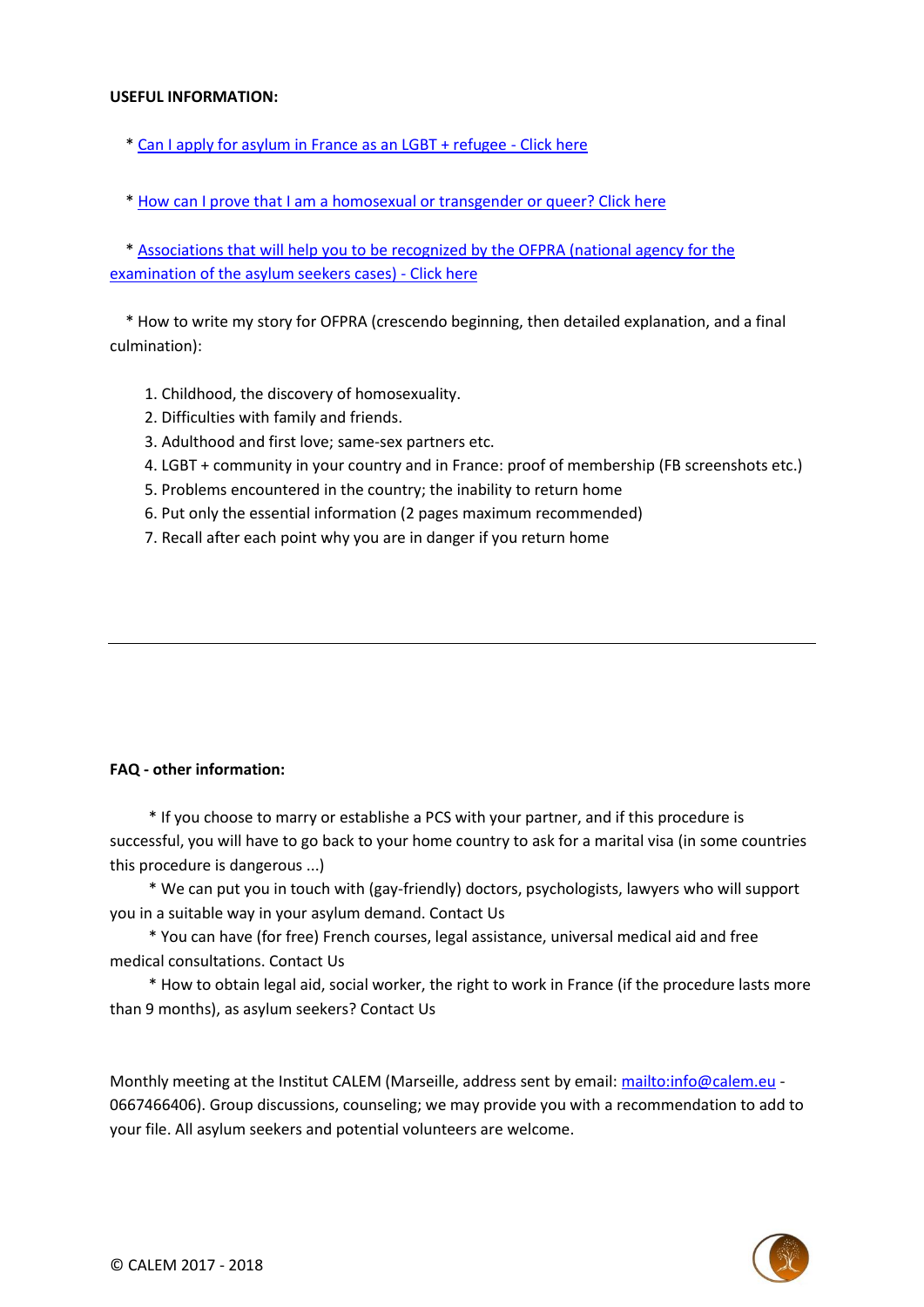**USEFUL INFORMATION:**

* Can I apply for asylum in France as an LGBT + refugee - Click here

* How can I prove that I am a homosexual or transgender or queer? Click here

* Associations that will help you to be recognized by the OFPRA (national agency for the examination of the asylum seekers cases) - Click here

* How to write my story for OFPRA (crescendo beginning, then detailed explanation, and a final culmination):

1. Childhood, the discovery of homosexuality.
2. Difficulties with family and friends.
3. Adulthood and first love; same-sex partners etc.
4. LGBT + community in your country and in France: proof of membership (FB screenshots etc.)
5. Problems encountered in the country; the inability to return home
6. Put only the essential information (2 pages maximum recommended)
7. Recall after each point why you are in danger if you return home

---

**FAQ - other information:**

* If you choose to marry or establishe a PCS with your partner, and if this procedure is successful, you will have to go back to your home country to ask for a marital visa (in some countries this procedure is dangerous ...)

* We can put you in touch with (gay-friendly) doctors, psychologists, lawyers who will support you in a suitable way in your asylum demand. Contact Us

* You can have (for free) French courses, legal assistance, universal medical aid and free medical consultations. Contact Us

* How to obtain legal aid, social worker, the right to work in France (if the procedure lasts more than 9 months), as asylum seekers? Contact Us

Monthly meeting at the Institut CALEM (Marseille, address sent by email: mailto:info@calem.eu - 0667466406). Group discussions, counseling; we may provide you with a recommendation to add to your file. All asylum seekers and potential volunteers are welcome.

© CALEM 2017 - 2018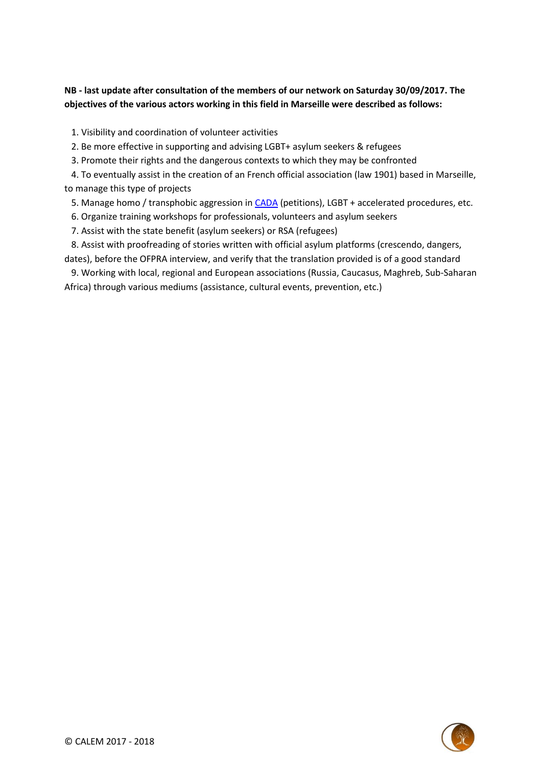**NB - last update after consultation of the members of our network on Saturday 30/09/2017. The objectives of the various actors working in this field in Marseille were described as follows:**

1. Visibility and coordination of volunteer activities
2. Be more effective in supporting and advising LGBT+ asylum seekers & refugees
3. Promote their rights and the dangerous contexts to which they may be confronted
4. To eventually assist in the creation of an French official association (law 1901) based in Marseille, to manage this type of projects
5. Manage homo / transphobic aggression in CADA (petitions), LGBT + accelerated procedures, etc.
6. Organize training workshops for professionals, volunteers and asylum seekers
7. Assist with the state benefit (asylum seekers) or RSA (refugees)
8. Assist with proofreading of stories written with official asylum platforms (crescendo, dangers, dates), before the OFPRA interview, and verify that the translation provided is of a good standard
9. Working with local, regional and European associations (Russia, Caucasus, Maghreb, Sub-Saharan Africa) through various mediums (assistance, cultural events, prevention, etc.)